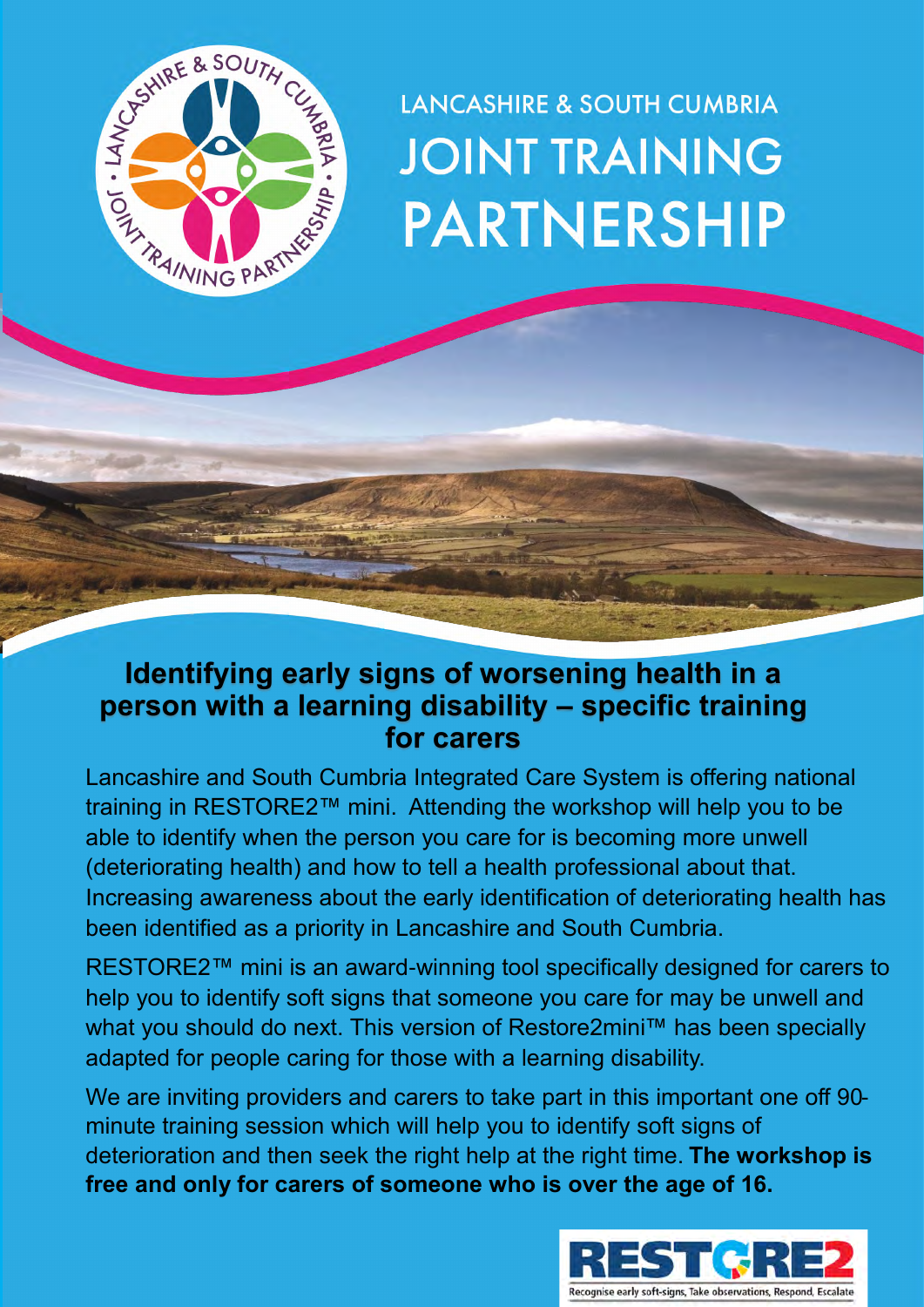LANCASHIRE & SOUTH CUMBRIA

# JOINT TRAINING PARTNERSHIP

## Identifying early signs of worsening health in a person with a learning disability – specific training for carers

Lancashire and South Cumbria Integrated Care System is offering national training in RESTORE2™ mini. Attending the workshop will help you to be able to identify when the person you care for is becoming more unwell (deteriorating health) and how to tell a health professional about that. Increasing awareness about the early identification of deteriorating health has been identified as a priority in Lancashire and South Cumbria.

RESTORE2™ mini is an award-winning tool specifically designed for carers to help you to identify soft signs that someone you care for may be unwell and what you should do next. This version of Restore2mini™ has been specially adapted for people caring for those with a learning disability.

We are inviting providers and carers to take part in this important one off 90-minute training session which will help you to identify soft signs of deterioration and then seek the right help at the right time. **The workshop is free and only for carers of someone who is over the age of 16.**

RESTORE2

Recognise early soft-signs, Take observations, Respond, Escalate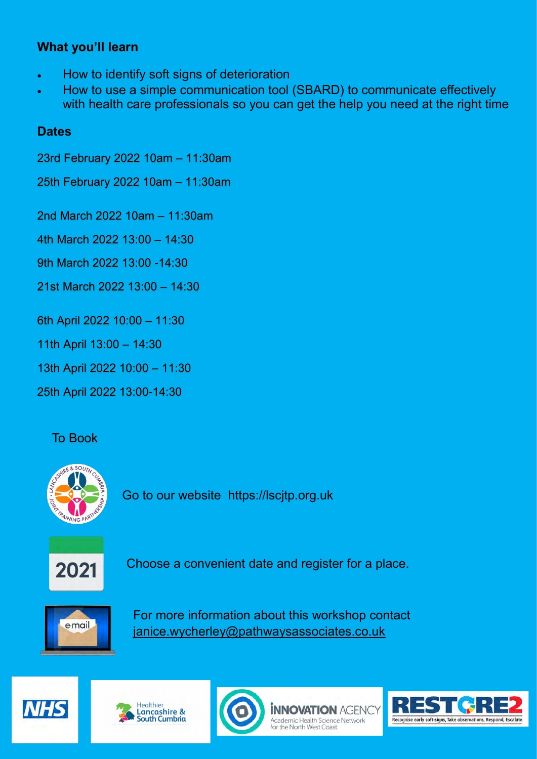## What you'll learn

- How to identify soft signs of deterioration
- How to use a simple communication tool (SBARD) to communicate effectively with health care professionals so you can get the help you need at the right time

## Dates

23rd February 2022 10am – 11:30am

25th February 2022 10am – 11:30am

2nd March 2022 10am – 11:30am

4th March 2022 13:00 – 14:30

9th March 2022 13:00 -14:30

21st March 2022 13:00 – 14:30

6th April 2022 10:00 – 11:30

11th April 13:00 – 14:30

13th April 2022 10:00 – 11:30

25th April 2022 13:00-14:30

To Book

Go to our website https://lscjtp.org.uk

Choose a convenient date and register for a place.

For more information about this workshop contact janice.wycherley@pathwaysassociates.co.uk